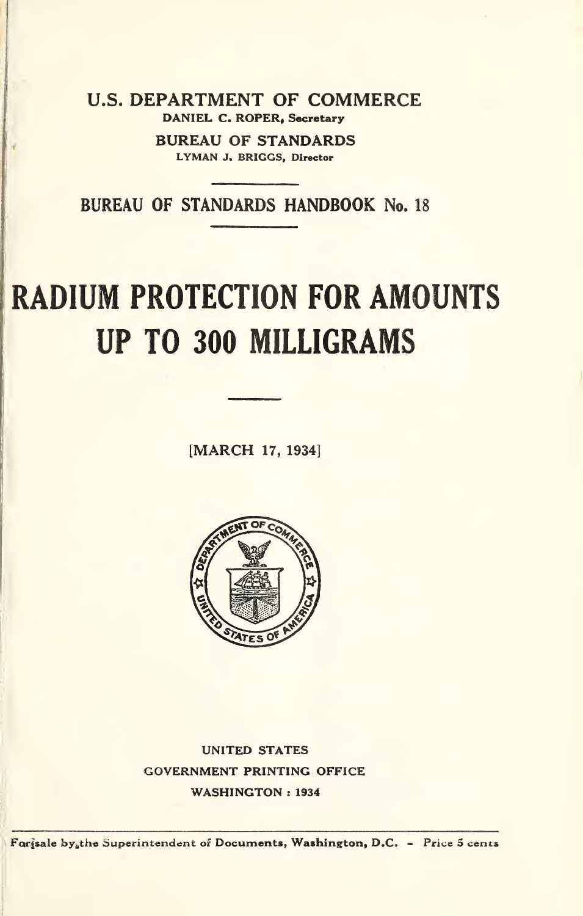U.S. DEPARTMENT OF COMMERCE

DANIEL C. ROPER, Secretary

BUREAU OF STANDARDS

LYMAN J. BRIGGS, Director

BUREAU OF STANDARDS HANDBOOK No. 18

# RADIUM PROTECTION FOR AMOUNTS UP TO 300 MILLIGRAMS

[MARCH 17, 1934]

UNITED STATES
GOVERNMENT PRINTING OFFICE
WASHINGTON : 1934

For sale by the Superintendent of Documents, Washington, D.C. - Price 5 cents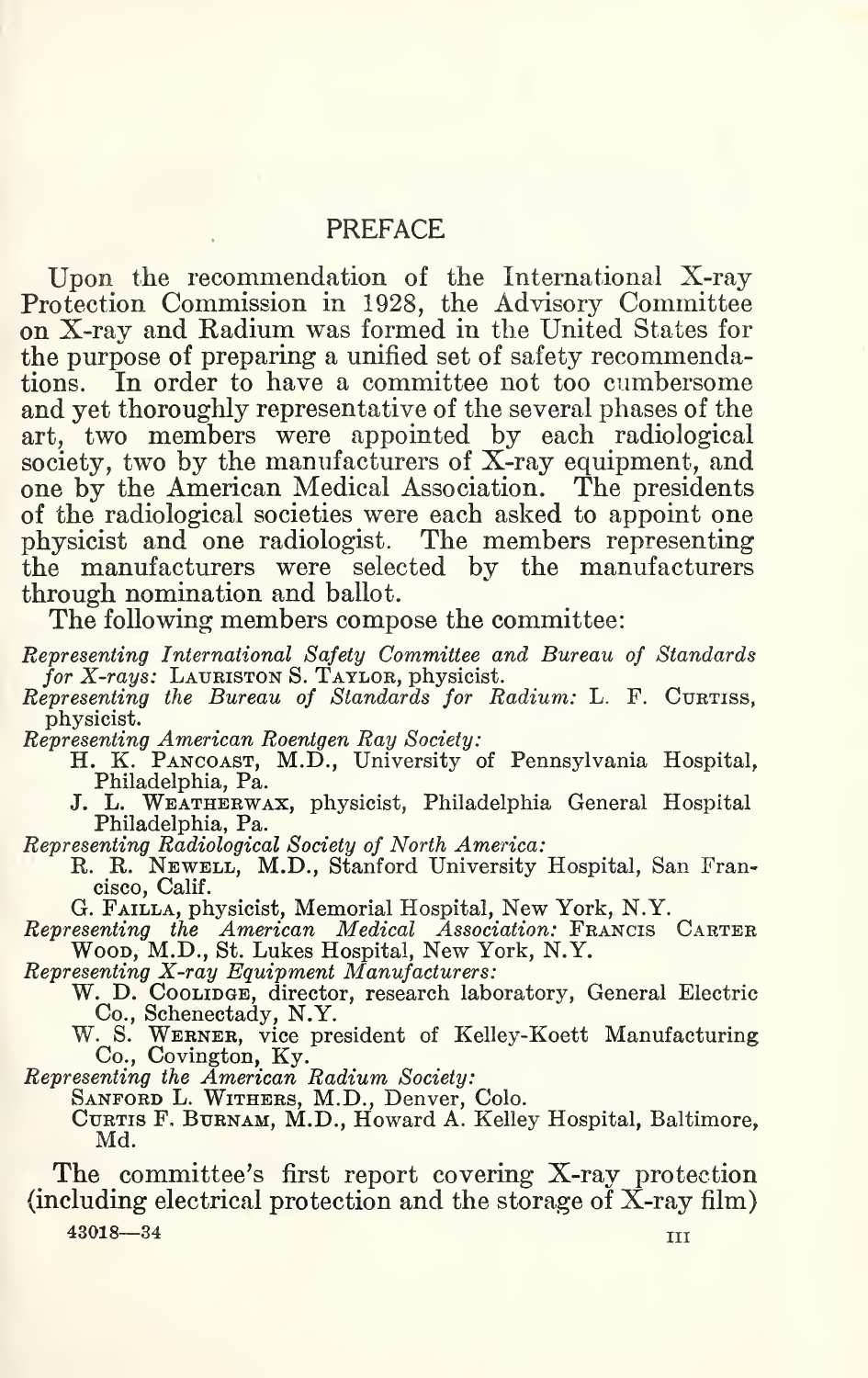## PREFACE

Upon the recommendation of the International X-ray Protection Commission in 1928, the Advisory Committee on X-ray and Radium was formed in the United States for the purpose of preparing a unified set of safety recommendations. In order to have a committee not too cumbersome and yet thoroughly representative of the several phases of the art, two members were appointed by each radiological society, two by the manufacturers of X-ray equipment, and one by the American Medical Association. The presidents of the radiological societies were each asked to appoint one physicist and one radiologist. The members representing the manufacturers were selected by the manufacturers through nomination and ballot.

The following members compose the committee:

*Representing International Safety Committee and Bureau of Standards for X-rays:* Lauriston S. Taylor, physicist.

*Representing the Bureau of Standards for Radium:* L. F. Curtiss, physicist.

*Representing American Roentgen Ray Society:*

- H. K. Pancoast, M.D., University of Pennsylvania Hospital, Philadelphia, Pa.
- J. L. Weatherwax, physicist, Philadelphia General Hospital Philadelphia, Pa.

*Representing Radiological Society of North America:*

- R. R. Newell, M.D., Stanford University Hospital, San Francisco, Calif.
- G. Failla, physicist, Memorial Hospital, New York, N.Y.

*Representing the American Medical Association:* Francis Carter Wood, M.D., St. Lukes Hospital, New York, N.Y.

*Representing X-ray Equipment Manufacturers:*

- W. D. Coolidge, director, research laboratory, General Electric Co., Schenectady, N.Y.
- W. S. Werner, vice president of Kelley-Koett Manufacturing Co., Covington, Ky.

*Representing the American Radium Society:*

- Sanford L. Withers, M.D., Denver, Colo.
- Curtis F. Burnam, M.D., Howard A. Kelley Hospital, Baltimore, Md.

The committee's first report covering X-ray protection (including electrical protection and the storage of X-ray film)

43018—34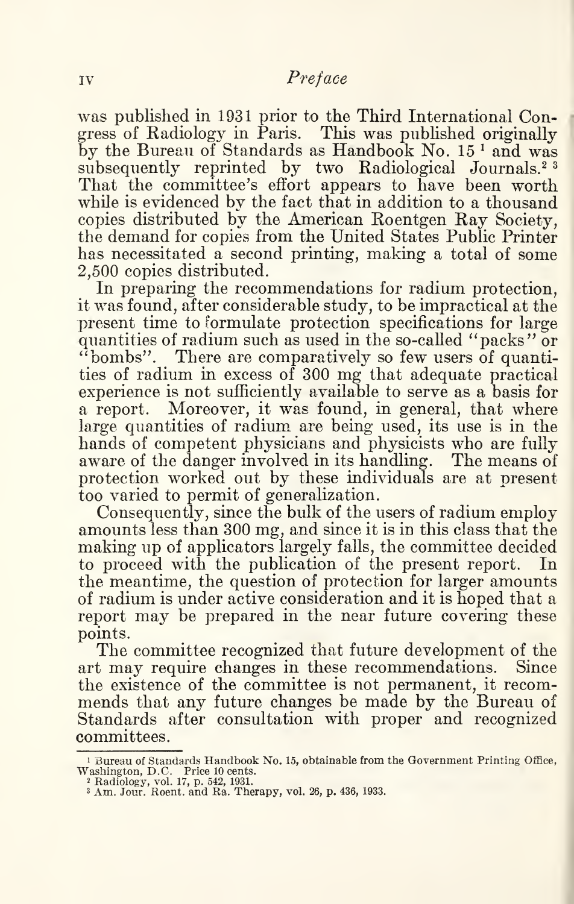was published in 1931 prior to the Third International Congress of Radiology in Paris. This was published originally by the Bureau of Standards as Handbook No. 15 [1] and was subsequently reprinted by two Radiological Journals.[2] [3] That the committee's effort appears to have been worth while is evidenced by the fact that in addition to a thousand copies distributed by the American Roentgen Ray Society, the demand for copies from the United States Public Printer has necessitated a second printing, making a total of some 2,500 copies distributed.

In preparing the recommendations for radium protection, it was found, after considerable study, to be impractical at the present time to formulate protection specifications for large quantities of radium such as used in the so-called "packs" or "bombs". There are comparatively so few users of quantities of radium in excess of 300 mg that adequate practical experience is not sufficiently available to serve as a basis for a report. Moreover, it was found, in general, that where large quantities of radium are being used, its use is in the hands of competent physicians and physicists who are fully aware of the danger involved in its handling. The means of protection worked out by these individuals are at present too varied to permit of generalization.

Consequently, since the bulk of the users of radium employ amounts less than 300 mg, and since it is in this class that the making up of applicators largely falls, the committee decided to proceed with the publication of the present report. In the meantime, the question of protection for larger amounts of radium is under active consideration and it is hoped that a report may be prepared in the near future covering these points.

The committee recognized that future development of the art may require changes in these recommendations. Since the existence of the committee is not permanent, it recommends that any future changes be made by the Bureau of Standards after consultation with proper and recognized committees.

---

[1] Bureau of Standards Handbook No. 15, obtainable from the Government Printing Office, Washington, D.C. Price 10 cents.

[2] Radiology, vol. 17, p. 542, 1931.

[3] Am. Jour. Roent. and Ra. Therapy, vol. 26, p. 436, 1933.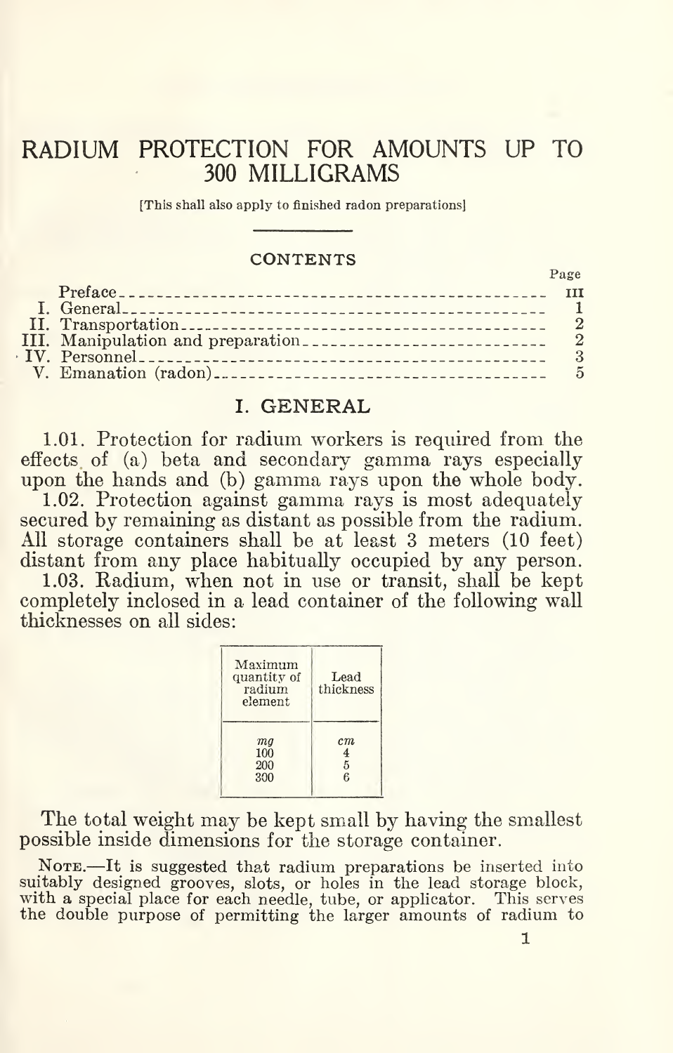# RADIUM PROTECTION FOR AMOUNTS UP TO 300 MILLIGRAMS

[This shall also apply to finished radon preparations]

## CONTENTS

| | Page |
|---|---|
| Preface | III |
| I. General | 1 |
| II. Transportation | 2 |
| III. Manipulation and preparation | 2 |
| IV. Personnel | 3 |
| V. Emanation (radon) | 5 |

## I. GENERAL

1.01. Protection for radium workers is required from the effects of (a) beta and secondary gamma rays especially upon the hands and (b) gamma rays upon the whole body.

1.02. Protection against gamma rays is most adequately secured by remaining as distant as possible from the radium. All storage containers shall be at least 3 meters (10 feet) distant from any place habitually occupied by any person.

1.03. Radium, when not in use or transit, shall be kept completely inclosed in a lead container of the following wall thicknesses on all sides:

| Maximum quantity of radium element | Lead thickness |
|---|---|
| *mg* | *cm* |
| 100 | 4 |
| 200 | 5 |
| 300 | 6 |

The total weight may be kept small by having the smallest possible inside dimensions for the storage container.

NOTE.—It is suggested that radium preparations be inserted into suitably designed grooves, slots, or holes in the lead storage block, with a special place for each needle, tube, or applicator. This serves the double purpose of permitting the larger amounts of radium to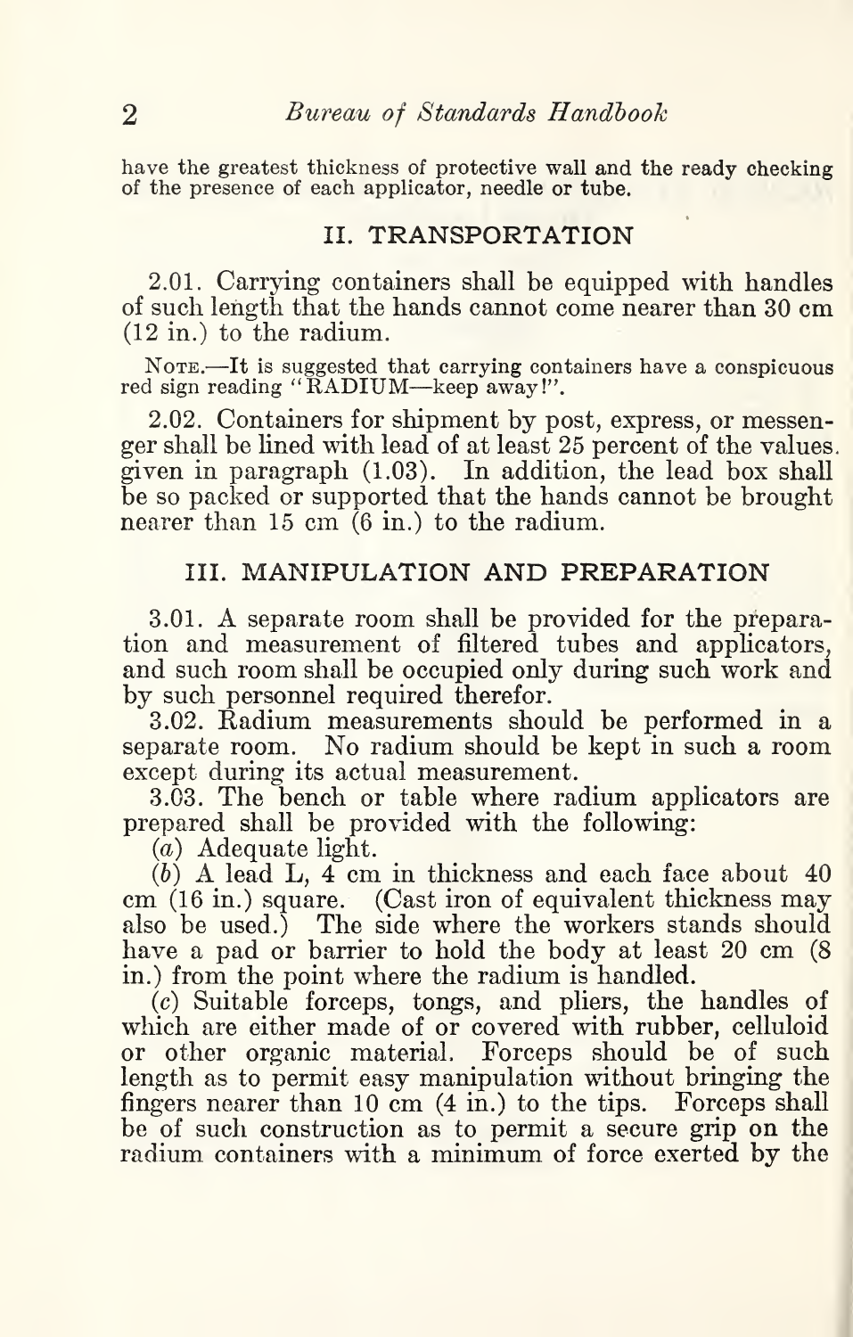have the greatest thickness of protective wall and the ready checking of the presence of each applicator, needle or tube.

## II. TRANSPORTATION

2.01. Carrying containers shall be equipped with handles of such length that the hands cannot come nearer than 30 cm (12 in.) to the radium.

Note.—It is suggested that carrying containers have a conspicuous red sign reading "RADIUM—keep away!".

2.02. Containers for shipment by post, express, or messenger shall be lined with lead of at least 25 percent of the values given in paragraph (1.03). In addition, the lead box shall be so packed or supported that the hands cannot be brought nearer than 15 cm (6 in.) to the radium.

## III. MANIPULATION AND PREPARATION

3.01. A separate room shall be provided for the preparation and measurement of filtered tubes and applicators, and such room shall be occupied only during such work and by such personnel required therefor.

3.02. Radium measurements should be performed in a separate room. No radium should be kept in such a room except during its actual measurement.

3.03. The bench or table where radium applicators are prepared shall be provided with the following:

(*a*) Adequate light.

(*b*) A lead L, 4 cm in thickness and each face about 40 cm (16 in.) square. (Cast iron of equivalent thickness may also be used.) The side where the workers stands should have a pad or barrier to hold the body at least 20 cm (8 in.) from the point where the radium is handled.

(*c*) Suitable forceps, tongs, and pliers, the handles of which are either made of or covered with rubber, celluloid or other organic material. Forceps should be of such length as to permit easy manipulation without bringing the fingers nearer than 10 cm (4 in.) to the tips. Forceps shall be of such construction as to permit a secure grip on the radium containers with a minimum of force exerted by the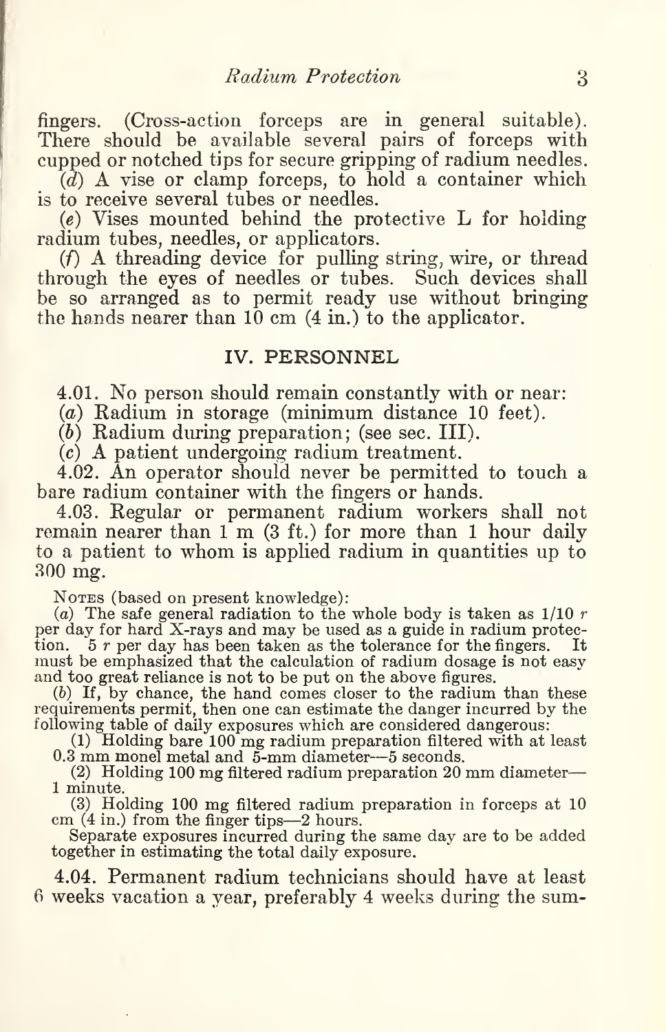fingers. (Cross-action forceps are in general suitable). There should be available several pairs of forceps with cupped or notched tips for secure gripping of radium needles.

(*d*) A vise or clamp forceps, to hold a container which is to receive several tubes or needles.

(*e*) Vises mounted behind the protective L for holding radium tubes, needles, or applicators.

(*f*) A threading device for pulling string, wire, or thread through the eyes of needles or tubes. Such devices shall be so arranged as to permit ready use without bringing the hands nearer than 10 cm (4 in.) to the applicator.

## IV. PERSONNEL

4.01. No person should remain constantly with or near:

(*a*) Radium in storage (minimum distance 10 feet).

(*b*) Radium during preparation; (see sec. III).

(*c*) A patient undergoing radium treatment.

4.02. An operator should never be permitted to touch a bare radium container with the fingers or hands.

4.03. Regular or permanent radium workers shall not remain nearer than 1 m (3 ft.) for more than 1 hour daily to a patient to whom is applied radium in quantities up to 300 mg.

NOTES (based on present knowledge):

(*a*) The safe general radiation to the whole body is taken as 1/10 *r* per day for hard X-rays and may be used as a guide in radium protection. 5 *r* per day has been taken as the tolerance for the fingers. It must be emphasized that the calculation of radium dosage is not easy and too great reliance is not to be put on the above figures.

(*b*) If, by chance, the hand comes closer to the radium than these requirements permit, then one can estimate the danger incurred by the following table of daily exposures which are considered dangerous:

(1) Holding bare 100 mg radium preparation filtered with at least 0.3 mm monel metal and 5-mm diameter—5 seconds.

(2) Holding 100 mg filtered radium preparation 20 mm diameter—1 minute.

(3) Holding 100 mg filtered radium preparation in forceps at 10 cm (4 in.) from the finger tips—2 hours.

Separate exposures incurred during the same day are to be added together in estimating the total daily exposure.

4.04. Permanent radium technicians should have at least 6 weeks vacation a year, preferably 4 weeks during the sum-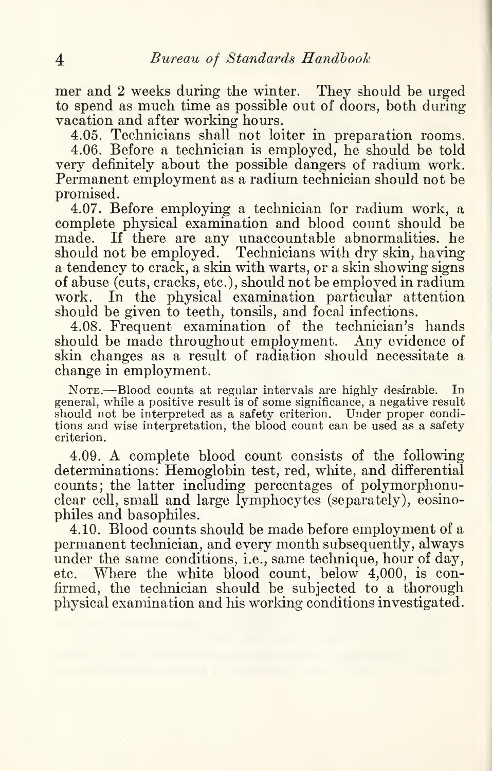mer and 2 weeks during the winter. They should be urged to spend as much time as possible out of doors, both during vacation and after working hours.

4.05. Technicians shall not loiter in preparation rooms.

4.06. Before a technician is employed, he should be told very definitely about the possible dangers of radium work. Permanent employment as a radium technician should not be promised.

4.07. Before employing a technician for radium work, a complete physical examination and blood count should be made. If there are any unaccountable abnormalities. he should not be employed. Technicians with dry skin, having a tendency to crack, a skin with warts, or a skin showing signs of abuse (cuts, cracks, etc.), should not be employed in radium work. In the physical examination particular attention should be given to teeth, tonsils, and focal infections.

4.08. Frequent examination of the technician's hands should be made throughout employment. Any evidence of skin changes as a result of radiation should necessitate a change in employment.

Note.—Blood counts at regular intervals are highly desirable. In general, while a positive result is of some significance, a negative result should not be interpreted as a safety criterion. Under proper conditions and wise interpretation, the blood count can be used as a safety criterion.

4.09. A complete blood count consists of the following determinations: Hemoglobin test, red, white, and differential counts; the latter including percentages of polymorphonuclear cell, small and large lymphocytes (separately), eosinophiles and basophiles.

4.10. Blood counts should be made before employment of a permanent technician, and every month subsequently, always under the same conditions, i.e., same technique, hour of day, etc. Where the white blood count, below 4,000, is confirmed, the technician should be subjected to a thorough physical examination and his working conditions investigated.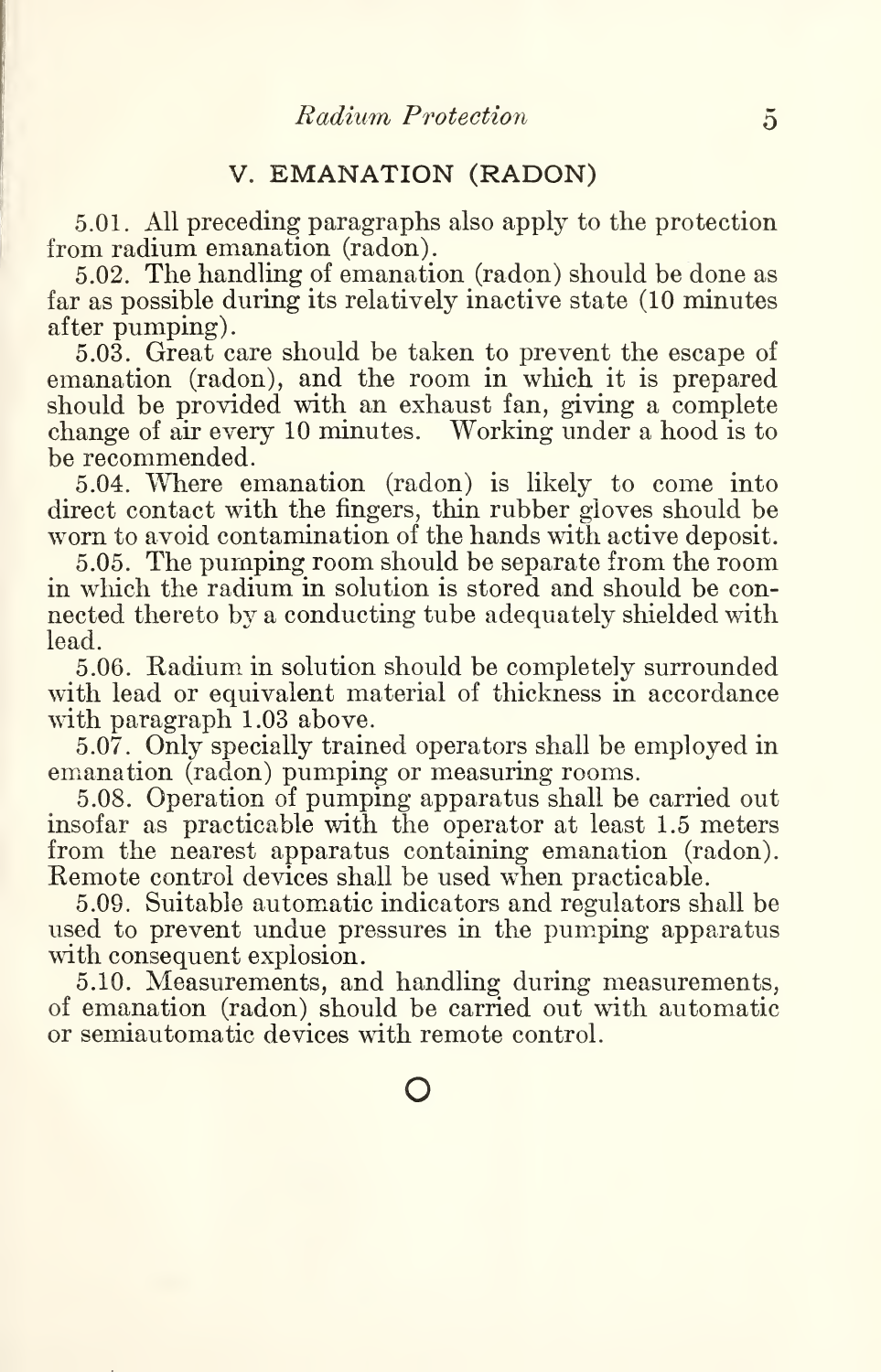## V. EMANATION (RADON)

5.01. All preceding paragraphs also apply to the protection from radium emanation (radon).

5.02. The handling of emanation (radon) should be done as far as possible during its relatively inactive state (10 minutes after pumping).

5.03. Great care should be taken to prevent the escape of emanation (radon), and the room in which it is prepared should be provided with an exhaust fan, giving a complete change of air every 10 minutes. Working under a hood is to be recommended.

5.04. Where emanation (radon) is likely to come into direct contact with the fingers, thin rubber gloves should be worn to avoid contamination of the hands with active deposit.

5.05. The pumping room should be separate from the room in which the radium in solution is stored and should be connected thereto by a conducting tube adequately shielded with lead.

5.06. Radium in solution should be completely surrounded with lead or equivalent material of thickness in accordance with paragraph 1.03 above.

5.07. Only specially trained operators shall be employed in emanation (radon) pumping or measuring rooms.

5.08. Operation of pumping apparatus shall be carried out insofar as practicable with the operator at least 1.5 meters from the nearest apparatus containing emanation (radon). Remote control devices shall be used when practicable.

5.09. Suitable automatic indicators and regulators shall be used to prevent undue pressures in the pumping apparatus with consequent explosion.

5.10. Measurements, and handling during measurements, of emanation (radon) should be carried out with automatic or semiautomatic devices with remote control.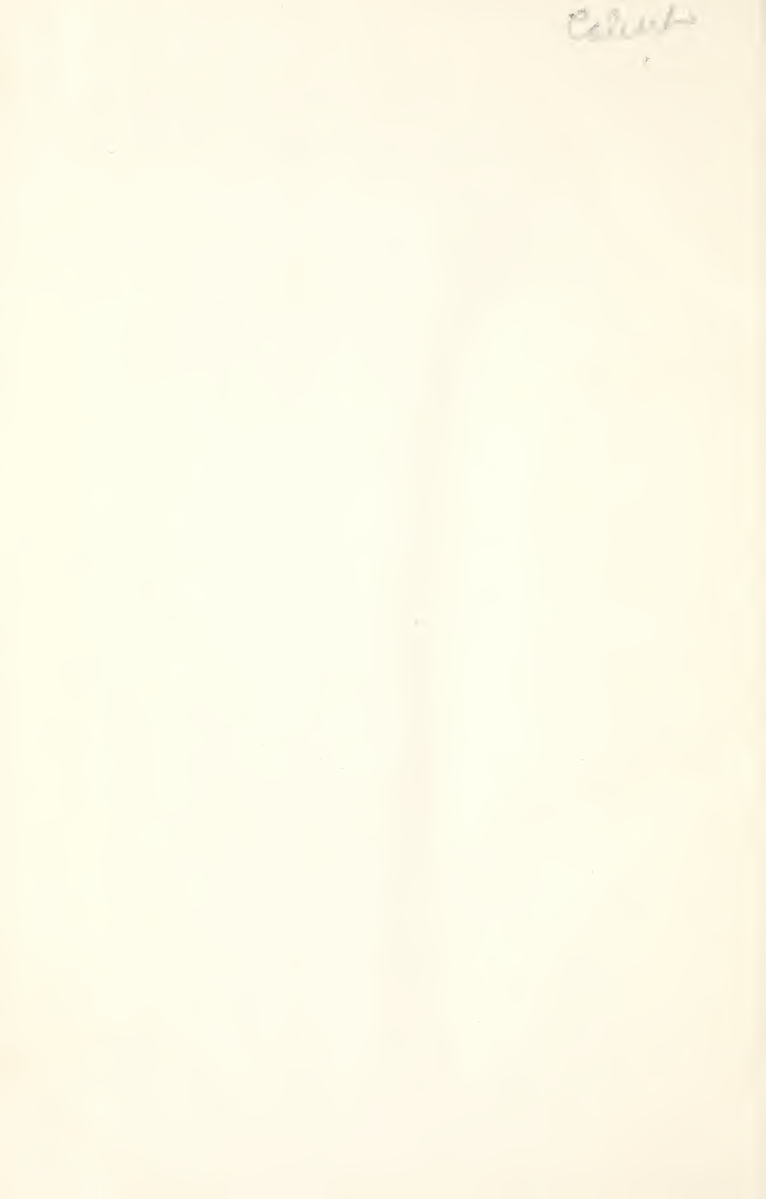Colwell